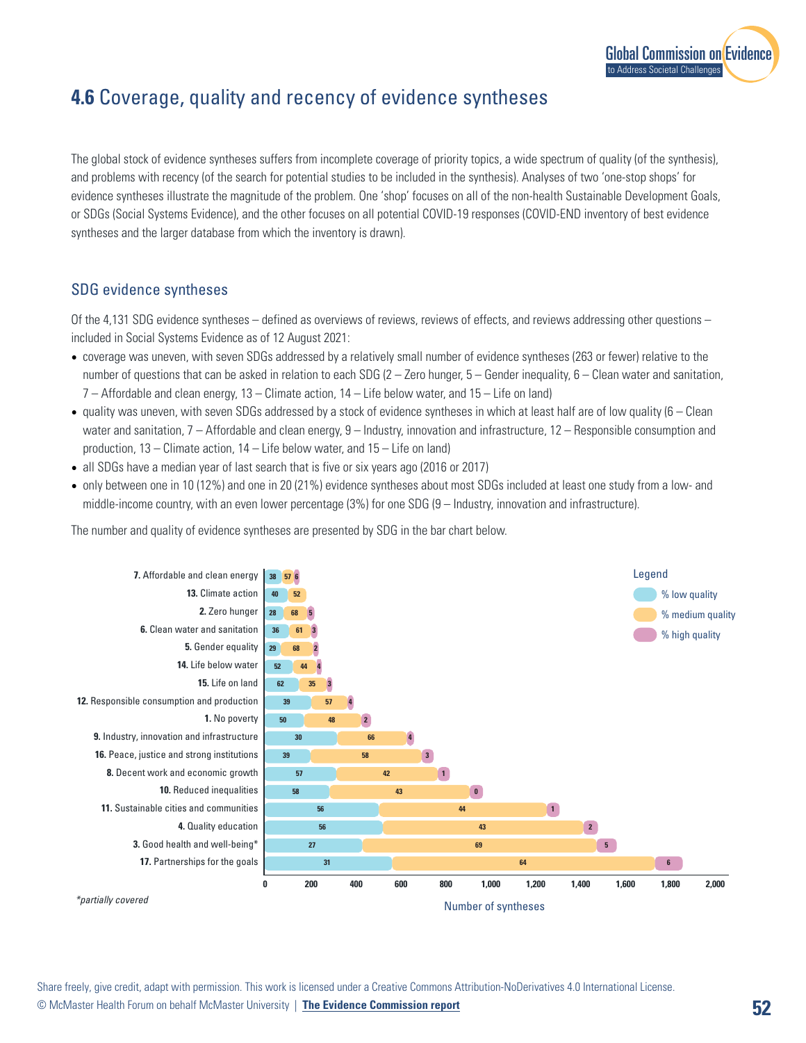## 4.6 Coverage, quality and recency of evidence syntheses

The global stock of evidence syntheses suffers from incomplete coverage of priority topics, a wide spectrum of quality (of the synthesis), and problems with recency (of the search for potential studies to be included in the synthesis). Analyses of two 'one-stop shops' for evidence syntheses illustrate the magnitude of the problem. One 'shop' focuses on all of the non-health Sustainable Development Goals, or SDGs (Social Systems Evidence), and the other focuses on all potential COVID-19 responses (COVID-END inventory of best evidence syntheses and the larger database from which the inventory is drawn).

### SDG evidence syntheses

Of the 4,131 SDG evidence syntheses – defined as overviews of reviews, reviews of effects, and reviews addressing other questions – included in Social Systems Evidence as of 12 August 2021:

- coverage was uneven, with seven SDGs addressed by a relatively small number of evidence syntheses (263 or fewer) relative to the number of questions that can be asked in relation to each SDG (2 – Zero hunger, 5 – Gender inequality, 6 – Clean water and sanitation, 7 – Affordable and clean energy, 13 – Climate action, 14 – Life below water, and 15 – Life on land)
- quality was uneven, with seven SDGs addressed by a stock of evidence syntheses in which at least half are of low quality (6 – Clean water and sanitation, 7 – Affordable and clean energy, 9 – Industry, innovation and infrastructure, 12 – Responsible consumption and production, 13 – Climate action, 14 – Life below water, and 15 – Life on land)
- all SDGs have a median year of last search that is five or six years ago (2016 or 2017)
- only between one in 10 (12%) and one in 20 (21%) evidence syntheses about most SDGs included at least one study from a low- and middle-income country, with an even lower percentage (3%) for one SDG (9 – Industry, innovation and infrastructure).

The number and quality of evidence syntheses are presented by SDG in the bar chart below.

Legend: % low quality, % medium quality, % high quality

**7.** Affordable and clean energy 38 57 6
**13.** Climate action 40 52
**2.** Zero hunger 28 68 5
**6.** Clean water and sanitation 36 61 3
**5.** Gender equality 29 68 2
**14.** Life below water 52 44 4
**15.** Life on land 62 35 3
**12.** Responsible consumption and production 39 57 4
**1.** No poverty 50 48 2
**9.** Industry, innovation and infrastructure 30 66 4
**16.** Peace, justice and strong institutions 39 58 3
**8.** Decent work and economic growth 57 42 1
**10.** Reduced inequalities 58 43 0
**11.** Sustainable cities and communities 56 44 1
**4.** Quality education 56 43 2
**3.** Good health and well-being* 27 69 5
**17.** Partnerships for the goals 31 64 6

0 200 400 600 800 1,000 1,200 1,400 1,600 1,800 2,000

Number of syntheses

*partially covered*

*\*partially covered*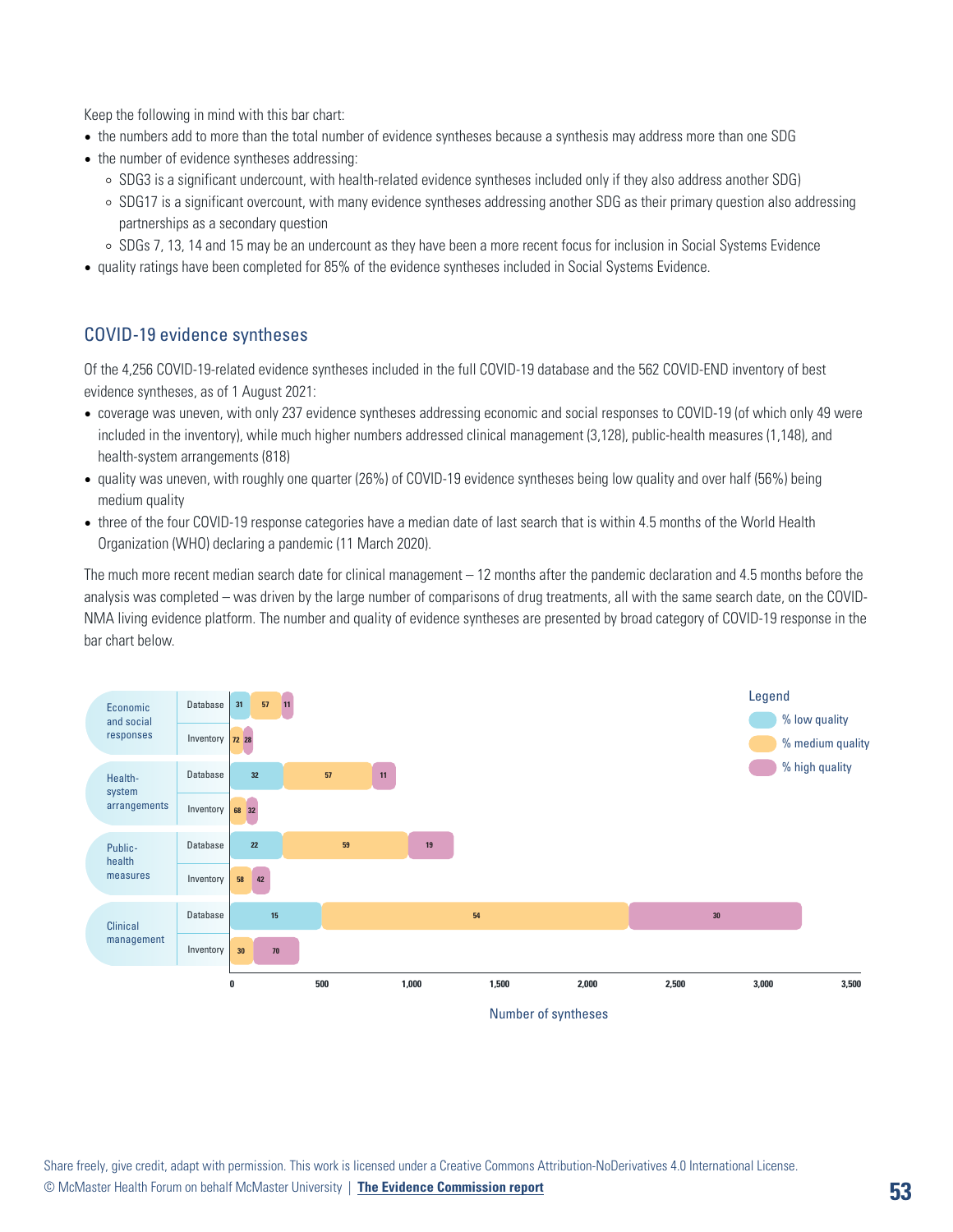Keep the following in mind with this bar chart:

- the numbers add to more than the total number of evidence syntheses because a synthesis may address more than one SDG
- the number of evidence syntheses addressing:
  - SDG3 is a significant undercount, with health-related evidence syntheses included only if they also address another SDG)
  - SDG17 is a significant overcount, with many evidence syntheses addressing another SDG as their primary question also addressing partnerships as a secondary question
  - SDGs 7, 13, 14 and 15 may be an undercount as they have been a more recent focus for inclusion in Social Systems Evidence
- quality ratings have been completed for 85% of the evidence syntheses included in Social Systems Evidence.

## COVID-19 evidence syntheses

Of the 4,256 COVID-19-related evidence syntheses included in the full COVID-19 database and the 562 COVID-END inventory of best evidence syntheses, as of 1 August 2021:

- coverage was uneven, with only 237 evidence syntheses addressing economic and social responses to COVID-19 (of which only 49 were included in the inventory), while much higher numbers addressed clinical management (3,128), public-health measures (1,148), and health-system arrangements (818)
- quality was uneven, with roughly one quarter (26%) of COVID-19 evidence syntheses being low quality and over half (56%) being medium quality
- three of the four COVID-19 response categories have a median date of last search that is within 4.5 months of the World Health Organization (WHO) declaring a pandemic (11 March 2020).

The much more recent median search date for clinical management – 12 months after the pandemic declaration and 4.5 months before the analysis was completed – was driven by the large number of comparisons of drug treatments, all with the same search date, on the COVID-NMA living evidence platform. The number and quality of evidence syntheses are presented by broad category of COVID-19 response in the bar chart below.

Legend
% low quality
% medium quality
% high quality

Economic and social responses
Database: 31, 57, 11
Inventory: 72, 28

Health-system arrangements
Database: 32, 57, 11
Inventory: 68, 32

Public-health measures
Database: 22, 59, 19
Inventory: 58, 42

Clinical management
Database: 15, 54, 30
Inventory: 30, 70

0, 500, 1,000, 1,500, 2,000, 2,500, 3,000, 3,500

Number of syntheses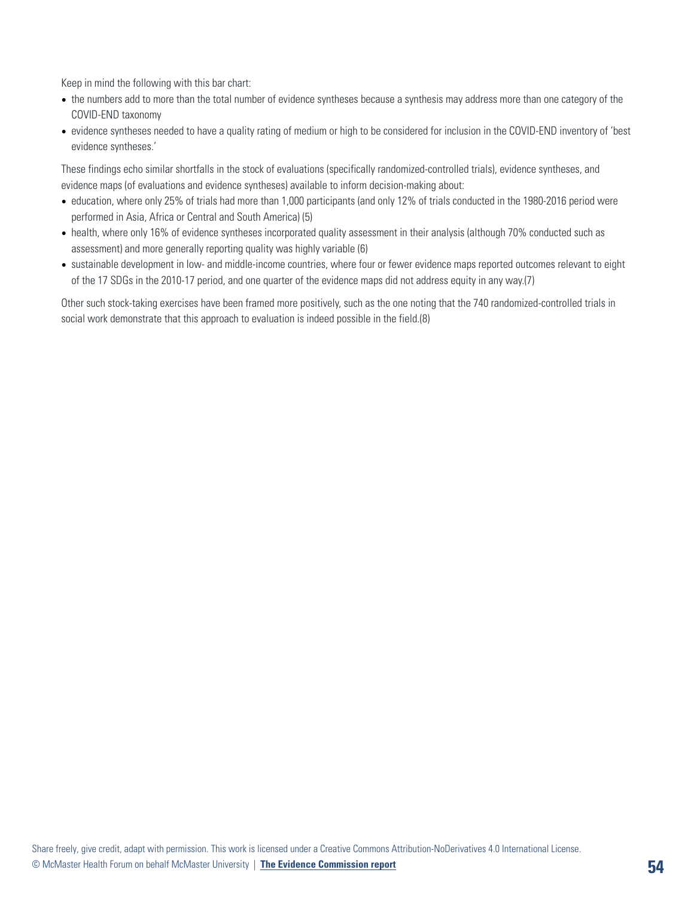Keep in mind the following with this bar chart:

- the numbers add to more than the total number of evidence syntheses because a synthesis may address more than one category of the COVID-END taxonomy
- evidence syntheses needed to have a quality rating of medium or high to be considered for inclusion in the COVID-END inventory of 'best evidence syntheses.'

These findings echo similar shortfalls in the stock of evaluations (specifically randomized-controlled trials), evidence syntheses, and evidence maps (of evaluations and evidence syntheses) available to inform decision-making about:

- education, where only 25% of trials had more than 1,000 participants (and only 12% of trials conducted in the 1980-2016 period were performed in Asia, Africa or Central and South America) (5)
- health, where only 16% of evidence syntheses incorporated quality assessment in their analysis (although 70% conducted such as assessment) and more generally reporting quality was highly variable (6)
- sustainable development in low- and middle-income countries, where four or fewer evidence maps reported outcomes relevant to eight of the 17 SDGs in the 2010-17 period, and one quarter of the evidence maps did not address equity in any way.(7)

Other such stock-taking exercises have been framed more positively, such as the one noting that the 740 randomized-controlled trials in social work demonstrate that this approach to evaluation is indeed possible in the field.(8)